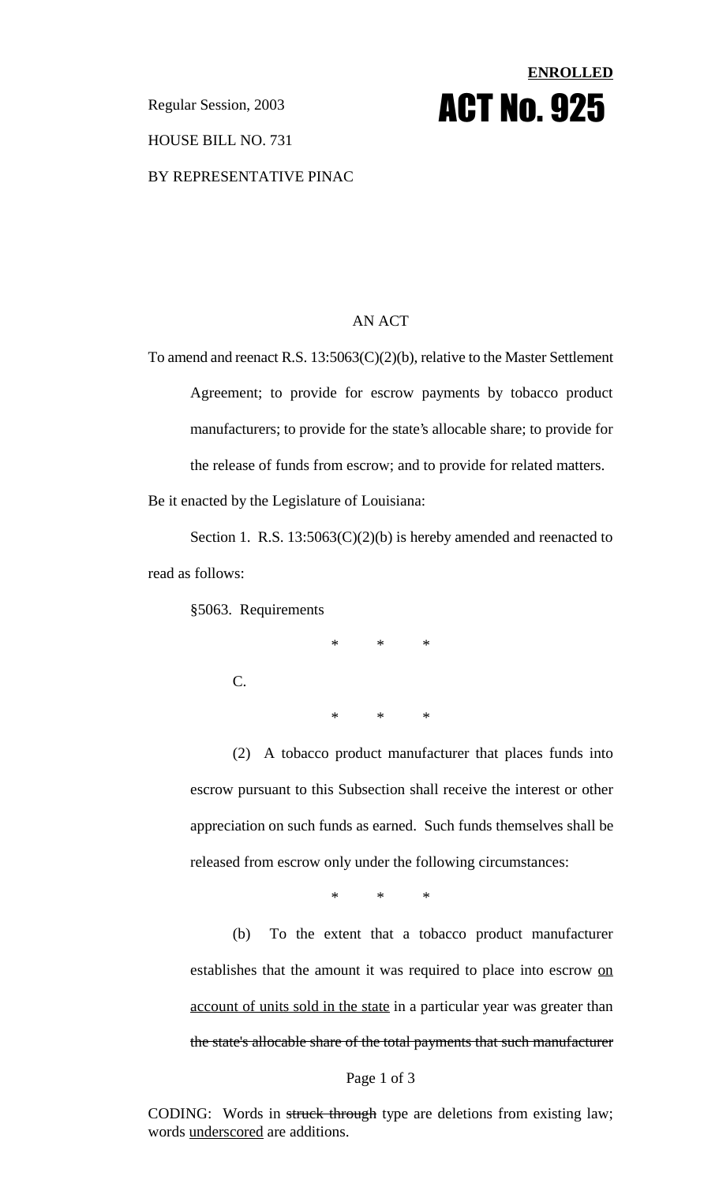**ENROLLED**

# ACT No. 925

Regular Session, 2003

HOUSE BILL NO. 731

BY REPRESENTATIVE PINAC

AN ACT

To amend and reenact R.S. 13:5063(C)(2)(b), relative to the Master Settlement Agreement; to provide for escrow payments by tobacco product manufacturers; to provide for the state's allocable share; to provide for the release of funds from escrow; and to provide for related matters.

Be it enacted by the Legislature of Louisiana:

Section 1. R.S. 13:5063(C)(2)(b) is hereby amended and reenacted to read as follows:

§5063. Requirements

\* \* \*

C.

\* \* \*

(2) A tobacco product manufacturer that places funds into escrow pursuant to this Subsection shall receive the interest or other appreciation on such funds as earned. Such funds themselves shall be released from escrow only under the following circumstances:

\* \* \*

(b) To the extent that a tobacco product manufacturer establishes that the amount it was required to place into escrow <u>on account of units sold in the state</u> in a particular year was greater than ~~the state's allocable share of the total payments that such manufacturer~~

CODING: Words in ~~struck through~~ type are deletions from existing law; words <u>underscored</u> are additions.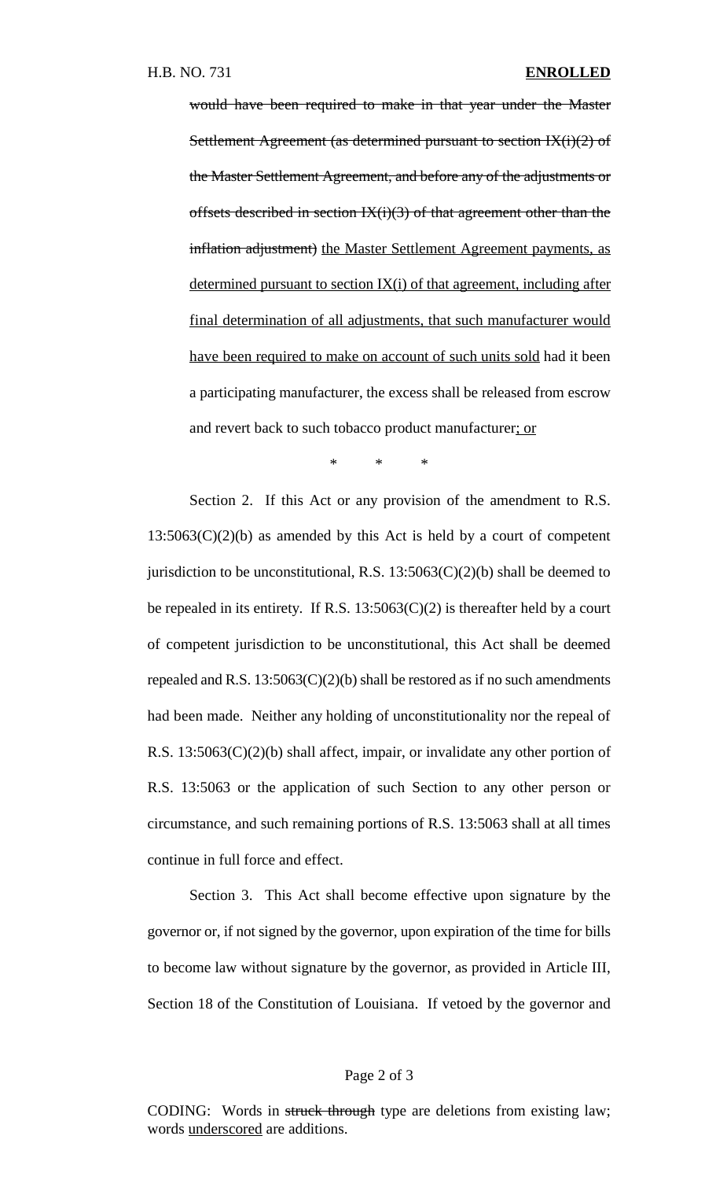~~would have been required to make in that year under the Master Settlement Agreement (as determined pursuant to section IX(i)(2) of the Master Settlement Agreement, and before any of the adjustments or offsets described in section IX(i)(3) of that agreement other than the inflation adjustment)~~ <u>the Master Settlement Agreement payments, as determined pursuant to section IX(i) of that agreement, including after final determination of all adjustments, that such manufacturer would have been required to make on account of such units sold</u> had it been a participating manufacturer, the excess shall be released from escrow and revert back to such tobacco product manufacturer<u>; or</u>

\* \* \*

Section 2. If this Act or any provision of the amendment to R.S. 13:5063(C)(2)(b) as amended by this Act is held by a court of competent jurisdiction to be unconstitutional, R.S. 13:5063(C)(2)(b) shall be deemed to be repealed in its entirety. If R.S. 13:5063(C)(2) is thereafter held by a court of competent jurisdiction to be unconstitutional, this Act shall be deemed repealed and R.S. 13:5063(C)(2)(b) shall be restored as if no such amendments had been made. Neither any holding of unconstitutionality nor the repeal of R.S. 13:5063(C)(2)(b) shall affect, impair, or invalidate any other portion of R.S. 13:5063 or the application of such Section to any other person or circumstance, and such remaining portions of R.S. 13:5063 shall at all times continue in full force and effect.

Section 3. This Act shall become effective upon signature by the governor or, if not signed by the governor, upon expiration of the time for bills to become law without signature by the governor, as provided in Article III, Section 18 of the Constitution of Louisiana. If vetoed by the governor and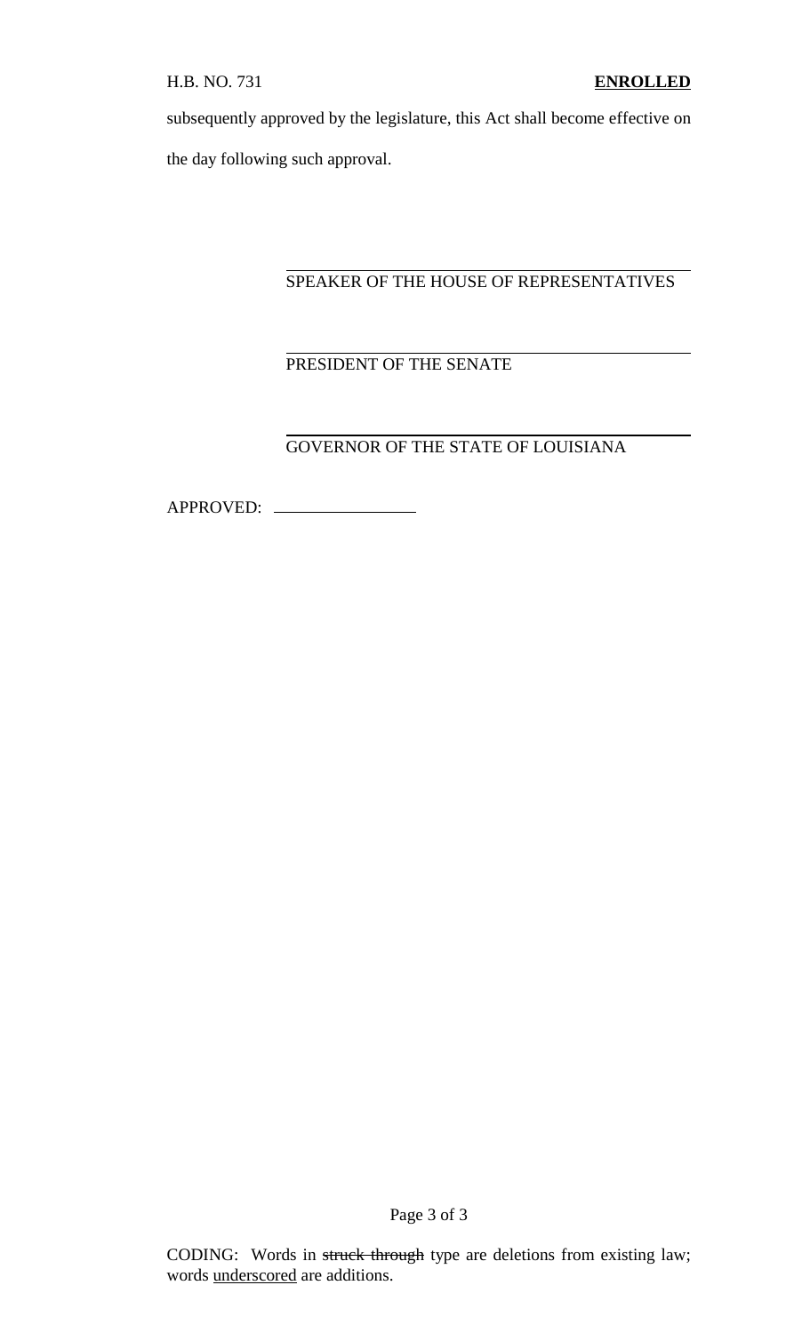subsequently approved by the legislature, this Act shall become effective on the day following such approval.

SPEAKER OF THE HOUSE OF REPRESENTATIVES

PRESIDENT OF THE SENATE

GOVERNOR OF THE STATE OF LOUISIANA

APPROVED: \_\_\_\_\_\_\_\_\_\_\_\_\_\_\_\_\_

CODING: Words in ~~struck through~~ type are deletions from existing law; words underscored are additions.